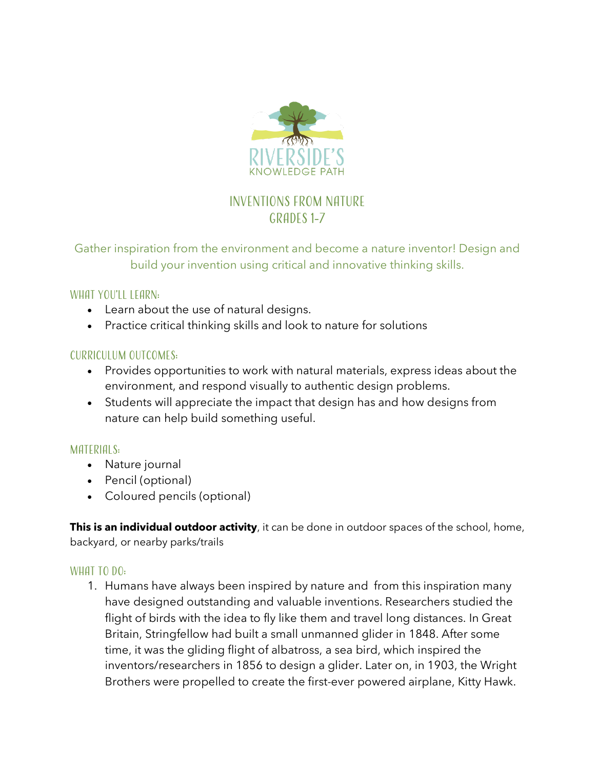RIVERSIDE'S
KNOWLEDGE PATH

# INVENTIONS FROM NATURE
## GRADES 1-7

Gather inspiration from the environment and become a nature inventor! Design and build your invention using critical and innovative thinking skills.

### WHAT YOU'LL LEARN:

- Learn about the use of natural designs.
- Practice critical thinking skills and look to nature for solutions

### CURRICULUM OUTCOMES:

- Provides opportunities to work with natural materials, express ideas about the environment, and respond visually to authentic design problems.
- Students will appreciate the impact that design has and how designs from nature can help build something useful.

### MATERIALS:

- Nature journal
- Pencil (optional)
- Coloured pencils (optional)

**This is an individual outdoor activity**, it can be done in outdoor spaces of the school, home, backyard, or nearby parks/trails

### WHAT TO DO:

1. Humans have always been inspired by nature and from this inspiration many have designed outstanding and valuable inventions. Researchers studied the flight of birds with the idea to fly like them and travel long distances. In Great Britain, Stringfellow had built a small unmanned glider in 1848. After some time, it was the gliding flight of albatross, a sea bird, which inspired the inventors/researchers in 1856 to design a glider. Later on, in 1903, the Wright Brothers were propelled to create the first-ever powered airplane, Kitty Hawk.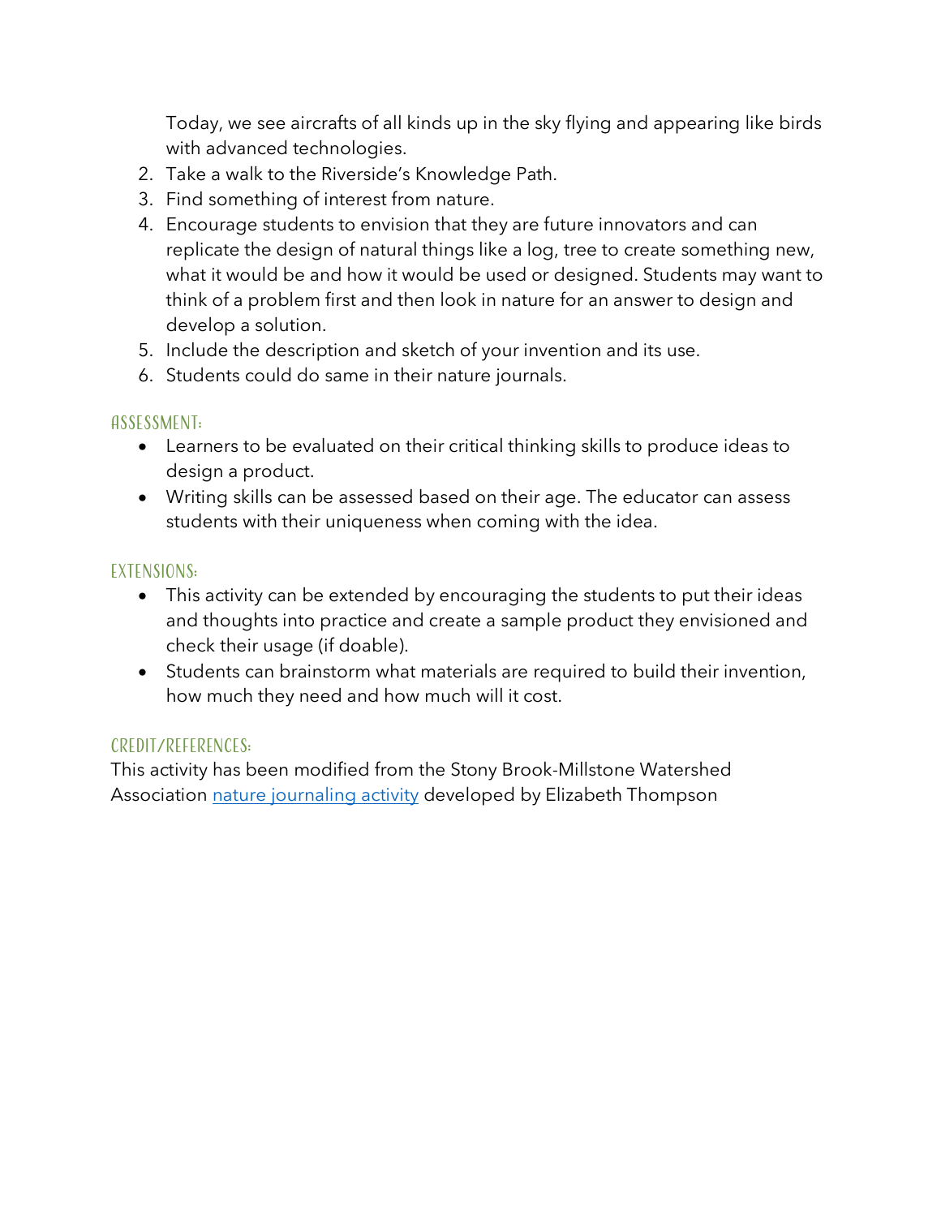Today, we see aircrafts of all kinds up in the sky flying and appearing like birds with advanced technologies.

2. Take a walk to the Riverside's Knowledge Path.
3. Find something of interest from nature.
4. Encourage students to envision that they are future innovators and can replicate the design of natural things like a log, tree to create something new, what it would be and how it would be used or designed. Students may want to think of a problem first and then look in nature for an answer to design and develop a solution.
5. Include the description and sketch of your invention and its use.
6. Students could do same in their nature journals.

## Assessment:

- Learners to be evaluated on their critical thinking skills to produce ideas to design a product.
- Writing skills can be assessed based on their age. The educator can assess students with their uniqueness when coming with the idea.

## Extensions:

- This activity can be extended by encouraging the students to put their ideas and thoughts into practice and create a sample product they envisioned and check their usage (if doable).
- Students can brainstorm what materials are required to build their invention, how much they need and how much will it cost.

## Credit/References:

This activity has been modified from the Stony Brook-Millstone Watershed Association nature journaling activity developed by Elizabeth Thompson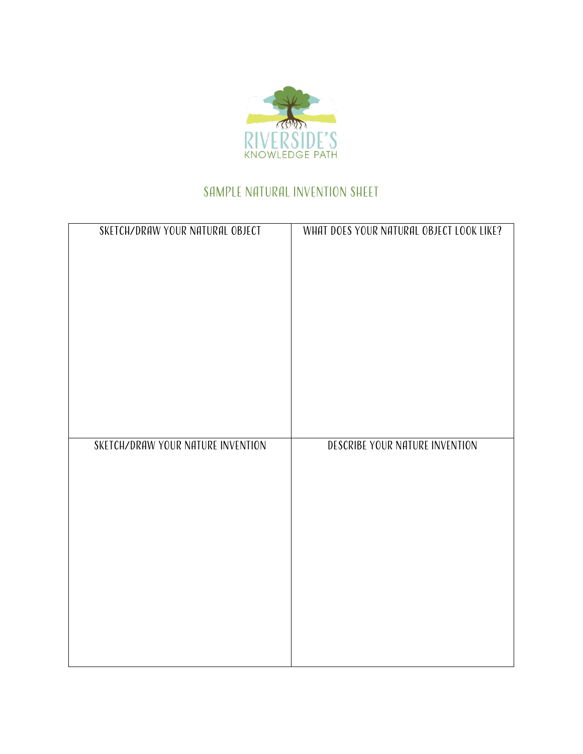RIVERSIDE'S

KNOWLEDGE PATH

## SAMPLE NATURAL INVENTION SHEET

| SKETCH/DRAW YOUR NATURAL OBJECT | WHAT DOES YOUR NATURAL OBJECT LOOK LIKE? |
| --- | --- |
| | |
| SKETCH/DRAW YOUR NATURE INVENTION | DESCRIBE YOUR NATURE INVENTION |
| | |